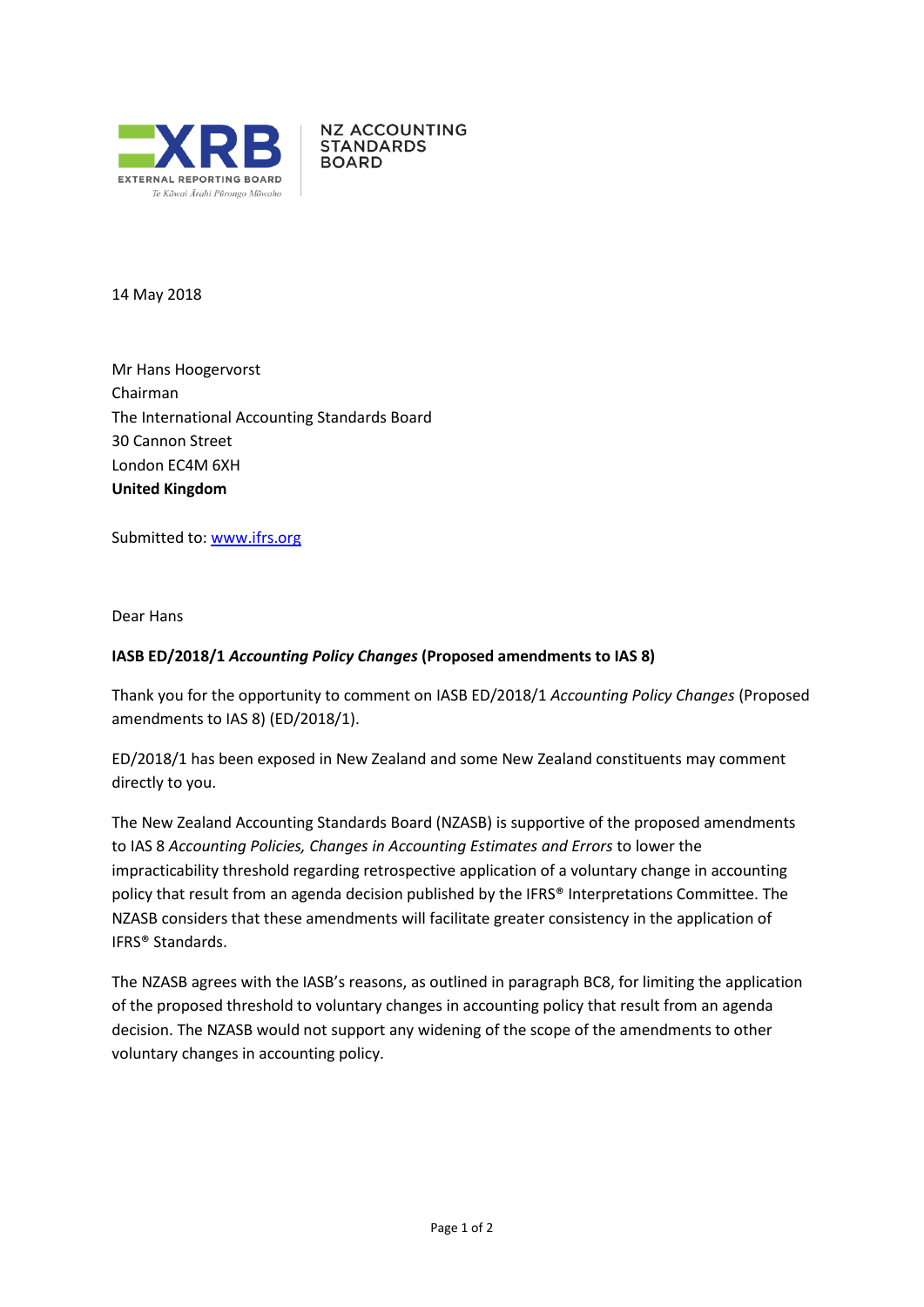XRB EXTERNAL REPORTING BOARD
Te Kāwai Ārahi Pūrongo Mōwaho

NZ ACCOUNTING STANDARDS BOARD

14 May 2018

Mr Hans Hoogervorst
Chairman
The International Accounting Standards Board
30 Cannon Street
London EC4M 6XH
**United Kingdom**

Submitted to: [www.ifrs.org](www.ifrs.org)

Dear Hans

**IASB ED/2018/1 *Accounting Policy Changes* (Proposed amendments to IAS 8)**

Thank you for the opportunity to comment on IASB ED/2018/1 *Accounting Policy Changes* (Proposed amendments to IAS 8) (ED/2018/1).

ED/2018/1 has been exposed in New Zealand and some New Zealand constituents may comment directly to you.

The New Zealand Accounting Standards Board (NZASB) is supportive of the proposed amendments to IAS 8 *Accounting Policies, Changes in Accounting Estimates and Errors* to lower the impracticability threshold regarding retrospective application of a voluntary change in accounting policy that result from an agenda decision published by the IFRS® Interpretations Committee. The NZASB considers that these amendments will facilitate greater consistency in the application of IFRS® Standards.

The NZASB agrees with the IASB's reasons, as outlined in paragraph BC8, for limiting the application of the proposed threshold to voluntary changes in accounting policy that result from an agenda decision. The NZASB would not support any widening of the scope of the amendments to other voluntary changes in accounting policy.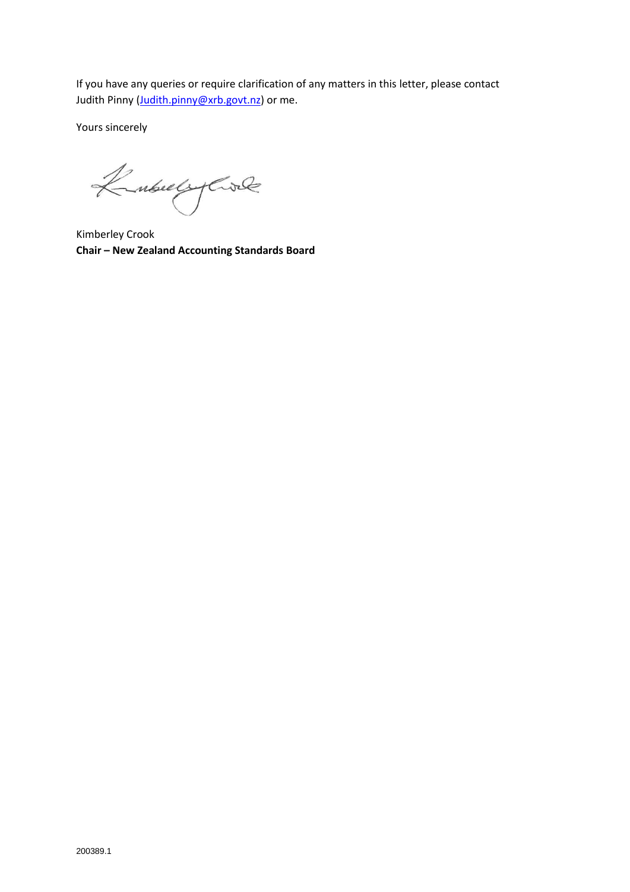If you have any queries or require clarification of any matters in this letter, please contact Judith Pinny (Judith.pinny@xrb.govt.nz) or me.

Yours sincerely

Kimberley Crook
**Chair – New Zealand Accounting Standards Board**

200389.1